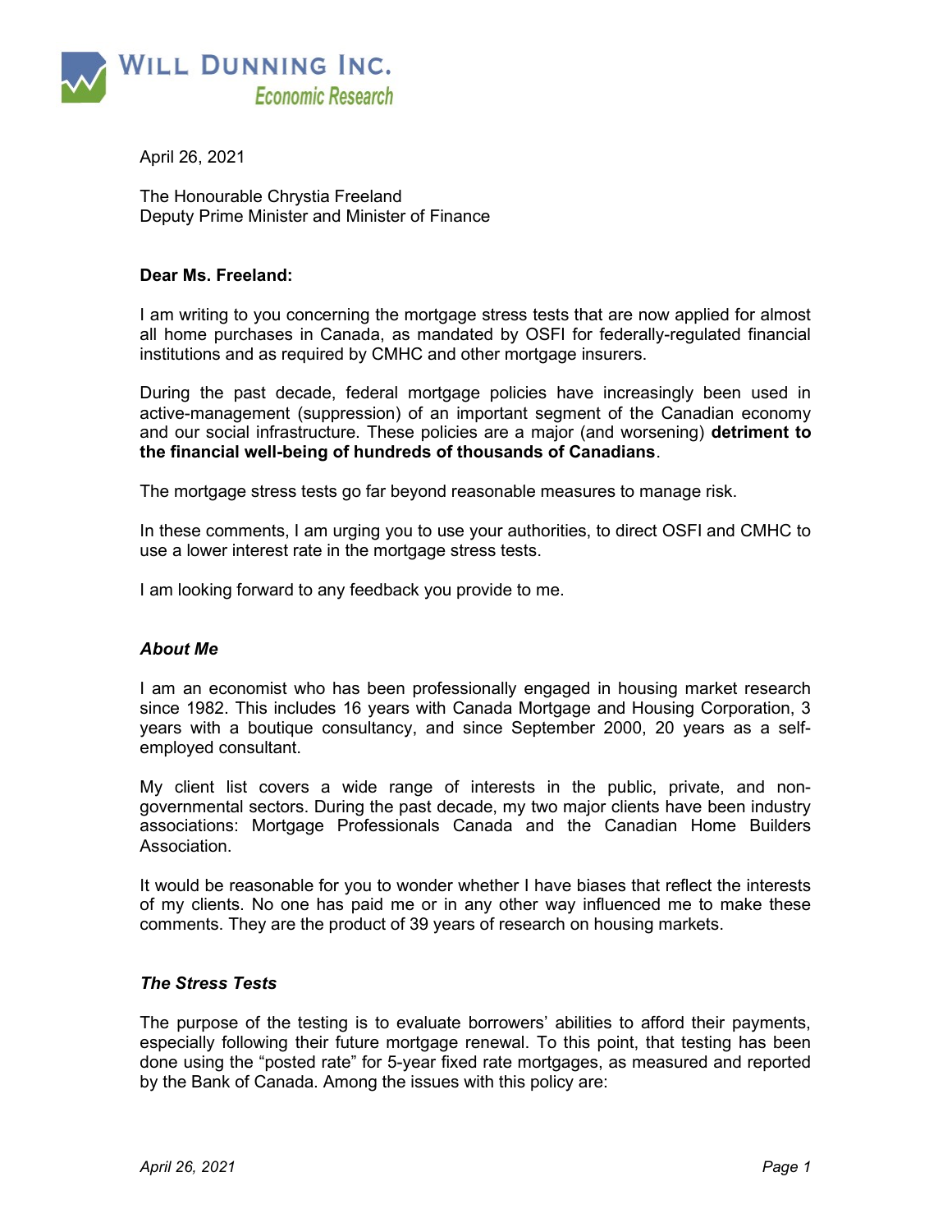**WILL DUNNING INC.**
*Economic Research*

April 26, 2021

The Honourable Chrystia Freeland
Deputy Prime Minister and Minister of Finance

**Dear Ms. Freeland:**

I am writing to you concerning the mortgage stress tests that are now applied for almost all home purchases in Canada, as mandated by OSFI for federally-regulated financial institutions and as required by CMHC and other mortgage insurers.

During the past decade, federal mortgage policies have increasingly been used in active-management (suppression) of an important segment of the Canadian economy and our social infrastructure. These policies are a major (and worsening) **detriment to the financial well-being of hundreds of thousands of Canadians**.

The mortgage stress tests go far beyond reasonable measures to manage risk.

In these comments, I am urging you to use your authorities, to direct OSFI and CMHC to use a lower interest rate in the mortgage stress tests.

I am looking forward to any feedback you provide to me.

### *About Me*

I am an economist who has been professionally engaged in housing market research since 1982. This includes 16 years with Canada Mortgage and Housing Corporation, 3 years with a boutique consultancy, and since September 2000, 20 years as a self-employed consultant.

My client list covers a wide range of interests in the public, private, and non-governmental sectors. During the past decade, my two major clients have been industry associations: Mortgage Professionals Canada and the Canadian Home Builders Association.

It would be reasonable for you to wonder whether I have biases that reflect the interests of my clients. No one has paid me or in any other way influenced me to make these comments. They are the product of 39 years of research on housing markets.

### *The Stress Tests*

The purpose of the testing is to evaluate borrowers' abilities to afford their payments, especially following their future mortgage renewal. To this point, that testing has been done using the "posted rate" for 5-year fixed rate mortgages, as measured and reported by the Bank of Canada. Among the issues with this policy are: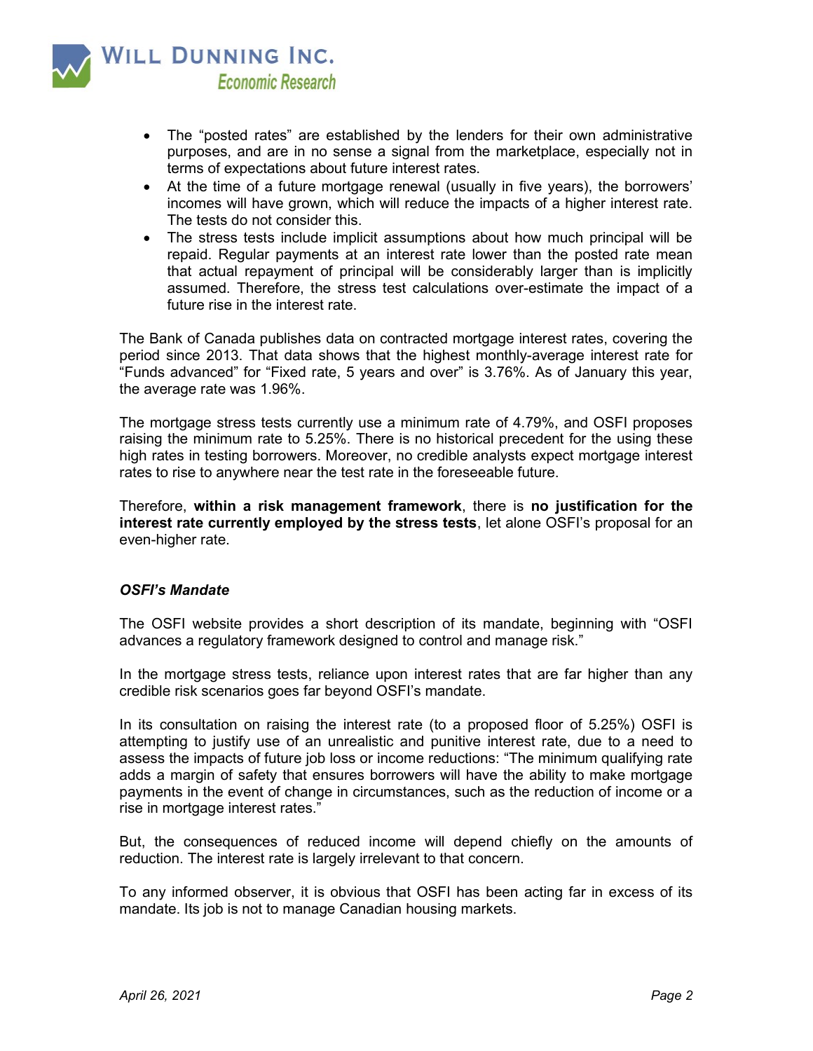- The "posted rates" are established by the lenders for their own administrative purposes, and are in no sense a signal from the marketplace, especially not in terms of expectations about future interest rates.
- At the time of a future mortgage renewal (usually in five years), the borrowers' incomes will have grown, which will reduce the impacts of a higher interest rate. The tests do not consider this.
- The stress tests include implicit assumptions about how much principal will be repaid. Regular payments at an interest rate lower than the posted rate mean that actual repayment of principal will be considerably larger than is implicitly assumed. Therefore, the stress test calculations over-estimate the impact of a future rise in the interest rate.

The Bank of Canada publishes data on contracted mortgage interest rates, covering the period since 2013. That data shows that the highest monthly-average interest rate for "Funds advanced" for "Fixed rate, 5 years and over" is 3.76%. As of January this year, the average rate was 1.96%.

The mortgage stress tests currently use a minimum rate of 4.79%, and OSFI proposes raising the minimum rate to 5.25%. There is no historical precedent for the using these high rates in testing borrowers. Moreover, no credible analysts expect mortgage interest rates to rise to anywhere near the test rate in the foreseeable future.

Therefore, **within a risk management framework**, there is **no justification for the interest rate currently employed by the stress tests**, let alone OSFI's proposal for an even-higher rate.

### *OSFI's Mandate*

The OSFI website provides a short description of its mandate, beginning with "OSFI advances a regulatory framework designed to control and manage risk."

In the mortgage stress tests, reliance upon interest rates that are far higher than any credible risk scenarios goes far beyond OSFI's mandate.

In its consultation on raising the interest rate (to a proposed floor of 5.25%) OSFI is attempting to justify use of an unrealistic and punitive interest rate, due to a need to assess the impacts of future job loss or income reductions: "The minimum qualifying rate adds a margin of safety that ensures borrowers will have the ability to make mortgage payments in the event of change in circumstances, such as the reduction of income or a rise in mortgage interest rates."

But, the consequences of reduced income will depend chiefly on the amounts of reduction. The interest rate is largely irrelevant to that concern.

To any informed observer, it is obvious that OSFI has been acting far in excess of its mandate. Its job is not to manage Canadian housing markets.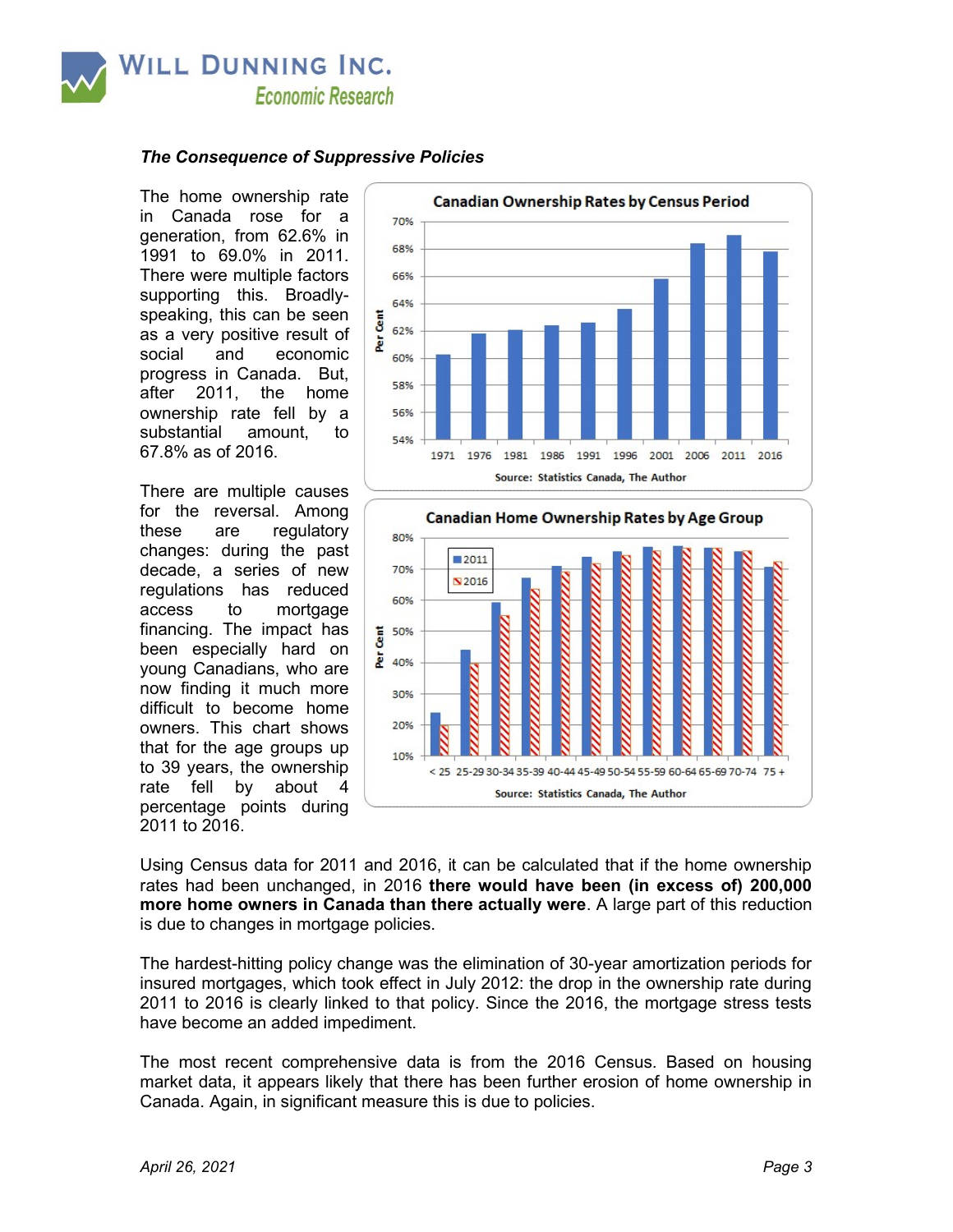### *The Consequence of Suppressive Policies*

The home ownership rate in Canada rose for a generation, from 62.6% in 1991 to 69.0% in 2011. There were multiple factors supporting this. Broadly-speaking, this can be seen as a very positive result of social and economic progress in Canada. But, after 2011, the home ownership rate fell by a substantial amount, to 67.8% as of 2016.

There are multiple causes for the reversal. Among these are regulatory changes: during the past decade, a series of new regulations has reduced access to mortgage financing. The impact has been especially hard on young Canadians, who are now finding it much more difficult to become home owners. This chart shows that for the age groups up to 39 years, the ownership rate fell by about 4 percentage points during 2011 to 2016.

**Canadian Ownership Rates by Census Period**

Source: Statistics Canada, The Author

**Canadian Home Ownership Rates by Age Group**

Source: Statistics Canada, The Author

Using Census data for 2011 and 2016, it can be calculated that if the home ownership rates had been unchanged, in 2016 **there would have been (in excess of) 200,000 more home owners in Canada than there actually were**. A large part of this reduction is due to changes in mortgage policies.

The hardest-hitting policy change was the elimination of 30-year amortization periods for insured mortgages, which took effect in July 2012: the drop in the ownership rate during 2011 to 2016 is clearly linked to that policy. Since the 2016, the mortgage stress tests have become an added impediment.

The most recent comprehensive data is from the 2016 Census. Based on housing market data, it appears likely that there has been further erosion of home ownership in Canada. Again, in significant measure this is due to policies.

*April 26, 2021*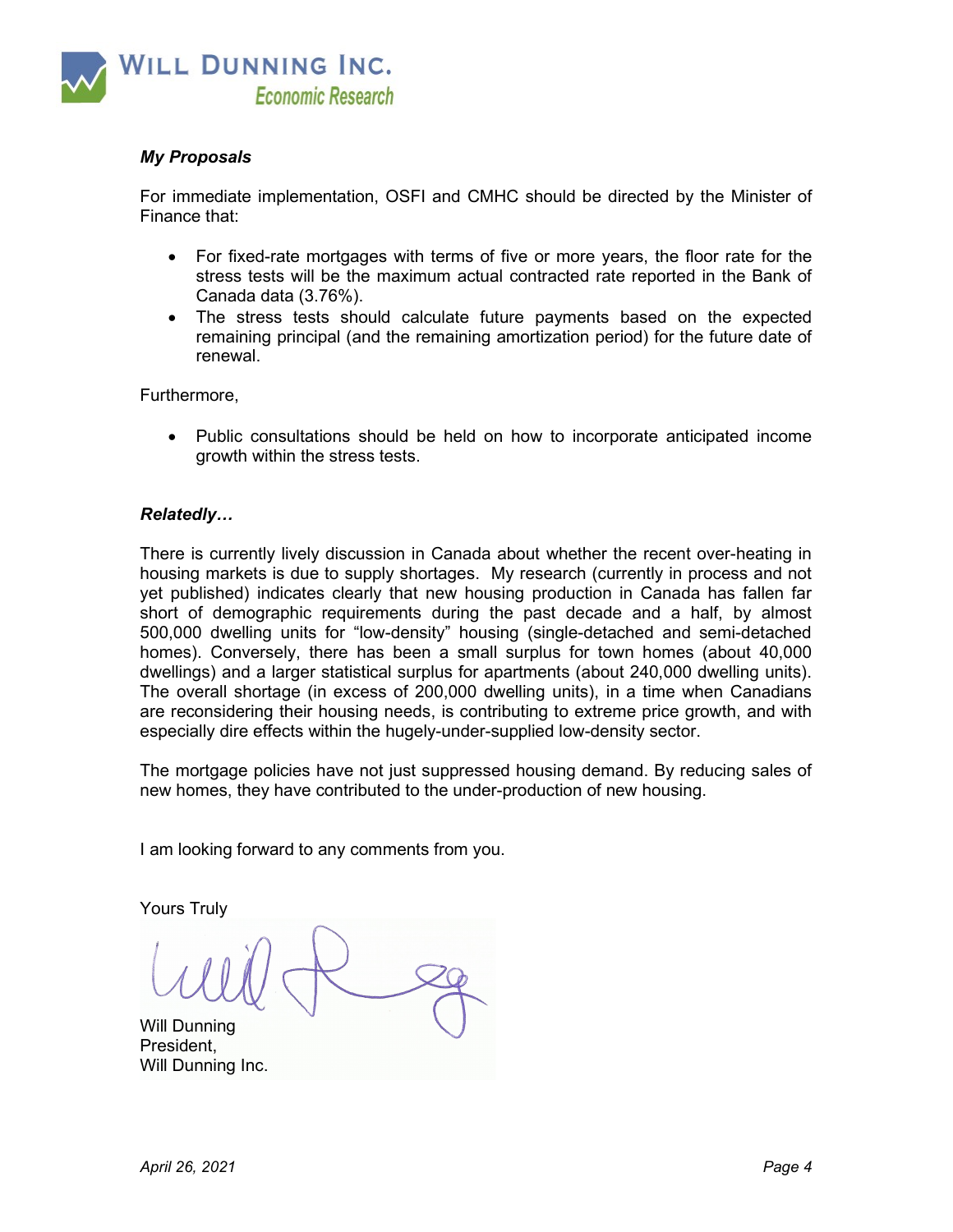### *My Proposals*

For immediate implementation, OSFI and CMHC should be directed by the Minister of Finance that:

- For fixed-rate mortgages with terms of five or more years, the floor rate for the stress tests will be the maximum actual contracted rate reported in the Bank of Canada data (3.76%).
- The stress tests should calculate future payments based on the expected remaining principal (and the remaining amortization period) for the future date of renewal.

Furthermore,

- Public consultations should be held on how to incorporate anticipated income growth within the stress tests.

### *Relatedly…*

There is currently lively discussion in Canada about whether the recent over-heating in housing markets is due to supply shortages. My research (currently in process and not yet published) indicates clearly that new housing production in Canada has fallen far short of demographic requirements during the past decade and a half, by almost 500,000 dwelling units for "low-density" housing (single-detached and semi-detached homes). Conversely, there has been a small surplus for town homes (about 40,000 dwellings) and a larger statistical surplus for apartments (about 240,000 dwelling units). The overall shortage (in excess of 200,000 dwelling units), in a time when Canadians are reconsidering their housing needs, is contributing to extreme price growth, and with especially dire effects within the hugely-under-supplied low-density sector.

The mortgage policies have not just suppressed housing demand. By reducing sales of new homes, they have contributed to the under-production of new housing.

I am looking forward to any comments from you.

Yours Truly

Will Dunning
President,
Will Dunning Inc.

*April 26, 2021*